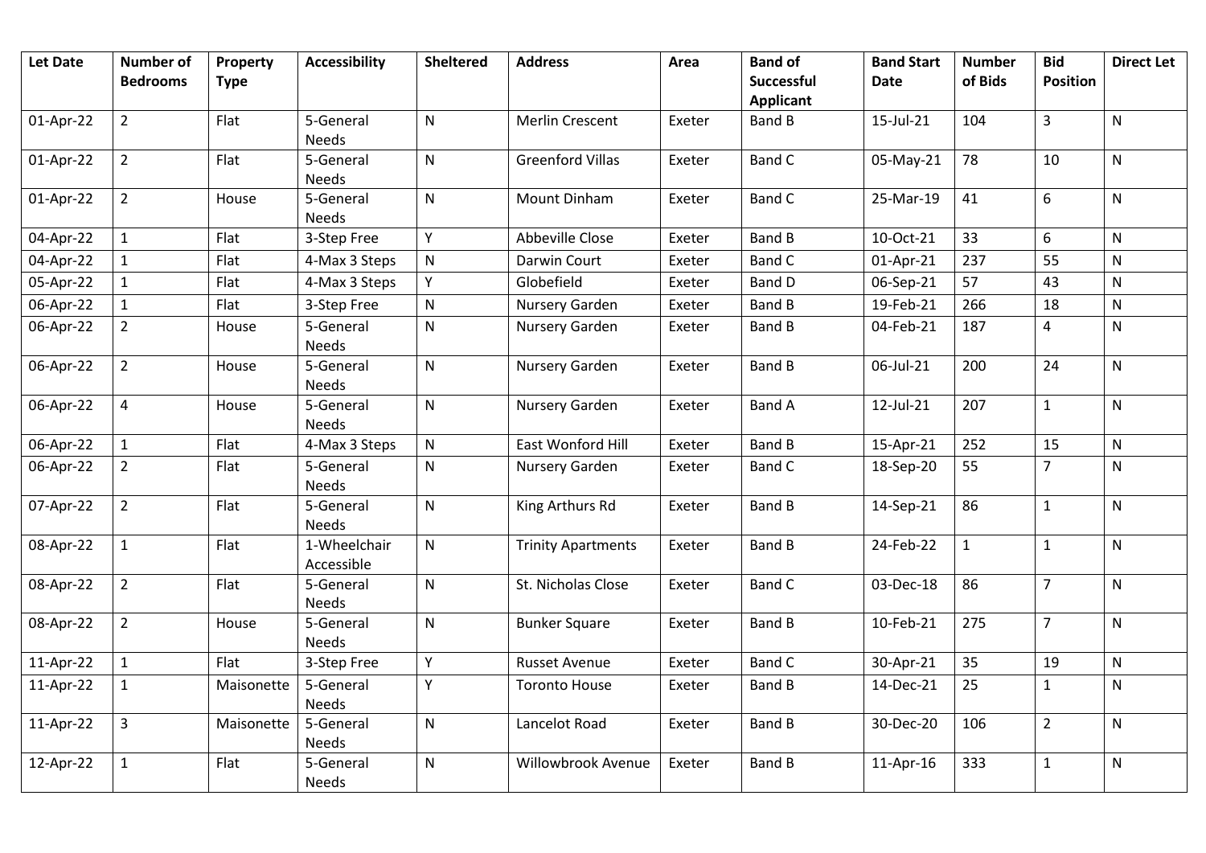| Let Date | Number of Bedrooms | Property Type | Accessibility | Sheltered | Address | Area | Band of Successful Applicant | Band Start Date | Number of Bids | Bid Position | Direct Let |
|---|---|---|---|---|---|---|---|---|---|---|---|
| 01-Apr-22 | 2 | Flat | 5-General Needs | N | Merlin Crescent | Exeter | Band B | 15-Jul-21 | 104 | 3 | N |
| 01-Apr-22 | 2 | Flat | 5-General Needs | N | Greenford Villas | Exeter | Band C | 05-May-21 | 78 | 10 | N |
| 01-Apr-22 | 2 | House | 5-General Needs | N | Mount Dinham | Exeter | Band C | 25-Mar-19 | 41 | 6 | N |
| 04-Apr-22 | 1 | Flat | 3-Step Free | Y | Abbeville Close | Exeter | Band B | 10-Oct-21 | 33 | 6 | N |
| 04-Apr-22 | 1 | Flat | 4-Max 3 Steps | N | Darwin Court | Exeter | Band C | 01-Apr-21 | 237 | 55 | N |
| 05-Apr-22 | 1 | Flat | 4-Max 3 Steps | Y | Globefield | Exeter | Band D | 06-Sep-21 | 57 | 43 | N |
| 06-Apr-22 | 1 | Flat | 3-Step Free | N | Nursery Garden | Exeter | Band B | 19-Feb-21 | 266 | 18 | N |
| 06-Apr-22 | 2 | House | 5-General Needs | N | Nursery Garden | Exeter | Band B | 04-Feb-21 | 187 | 4 | N |
| 06-Apr-22 | 2 | House | 5-General Needs | N | Nursery Garden | Exeter | Band B | 06-Jul-21 | 200 | 24 | N |
| 06-Apr-22 | 4 | House | 5-General Needs | N | Nursery Garden | Exeter | Band A | 12-Jul-21 | 207 | 1 | N |
| 06-Apr-22 | 1 | Flat | 4-Max 3 Steps | N | East Wonford Hill | Exeter | Band B | 15-Apr-21 | 252 | 15 | N |
| 06-Apr-22 | 2 | Flat | 5-General Needs | N | Nursery Garden | Exeter | Band C | 18-Sep-20 | 55 | 7 | N |
| 07-Apr-22 | 2 | Flat | 5-General Needs | N | King Arthurs Rd | Exeter | Band B | 14-Sep-21 | 86 | 1 | N |
| 08-Apr-22 | 1 | Flat | 1-Wheelchair Accessible | N | Trinity Apartments | Exeter | Band B | 24-Feb-22 | 1 | 1 | N |
| 08-Apr-22 | 2 | Flat | 5-General Needs | N | St. Nicholas Close | Exeter | Band C | 03-Dec-18 | 86 | 7 | N |
| 08-Apr-22 | 2 | House | 5-General Needs | N | Bunker Square | Exeter | Band B | 10-Feb-21 | 275 | 7 | N |
| 11-Apr-22 | 1 | Flat | 3-Step Free | Y | Russet Avenue | Exeter | Band C | 30-Apr-21 | 35 | 19 | N |
| 11-Apr-22 | 1 | Maisonette | 5-General Needs | Y | Toronto House | Exeter | Band B | 14-Dec-21 | 25 | 1 | N |
| 11-Apr-22 | 3 | Maisonette | 5-General Needs | N | Lancelot Road | Exeter | Band B | 30-Dec-20 | 106 | 2 | N |
| 12-Apr-22 | 1 | Flat | 5-General Needs | N | Willowbrook Avenue | Exeter | Band B | 11-Apr-16 | 333 | 1 | N |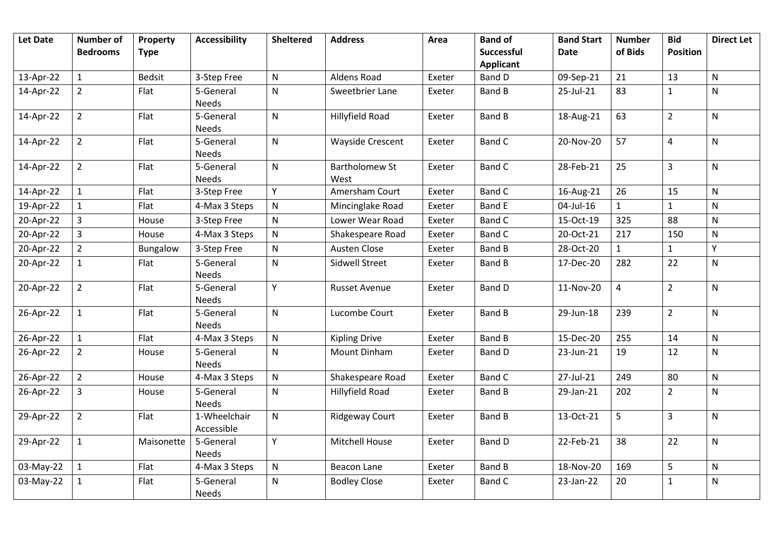| Let Date | Number of Bedrooms | Property Type | Accessibility | Sheltered | Address | Area | Band of Successful Applicant | Band Start Date | Number of Bids | Bid Position | Direct Let |
|---|---|---|---|---|---|---|---|---|---|---|---|
| 13-Apr-22 | 1 | Bedsit | 3-Step Free | N | Aldens Road | Exeter | Band D | 09-Sep-21 | 21 | 13 | N |
| 14-Apr-22 | 2 | Flat | 5-General Needs | N | Sweetbrier Lane | Exeter | Band B | 25-Jul-21 | 83 | 1 | N |
| 14-Apr-22 | 2 | Flat | 5-General Needs | N | Hillyfield Road | Exeter | Band B | 18-Aug-21 | 63 | 2 | N |
| 14-Apr-22 | 2 | Flat | 5-General Needs | N | Wayside Crescent | Exeter | Band C | 20-Nov-20 | 57 | 4 | N |
| 14-Apr-22 | 2 | Flat | 5-General Needs | N | Bartholomew St West | Exeter | Band C | 28-Feb-21 | 25 | 3 | N |
| 14-Apr-22 | 1 | Flat | 3-Step Free | Y | Amersham Court | Exeter | Band C | 16-Aug-21 | 26 | 15 | N |
| 19-Apr-22 | 1 | Flat | 4-Max 3 Steps | N | Mincinglake Road | Exeter | Band E | 04-Jul-16 | 1 | 1 | N |
| 20-Apr-22 | 3 | House | 3-Step Free | N | Lower Wear Road | Exeter | Band C | 15-Oct-19 | 325 | 88 | N |
| 20-Apr-22 | 3 | House | 4-Max 3 Steps | N | Shakespeare Road | Exeter | Band C | 20-Oct-21 | 217 | 150 | N |
| 20-Apr-22 | 2 | Bungalow | 3-Step Free | N | Austen Close | Exeter | Band B | 28-Oct-20 | 1 | 1 | Y |
| 20-Apr-22 | 1 | Flat | 5-General Needs | N | Sidwell Street | Exeter | Band B | 17-Dec-20 | 282 | 22 | N |
| 20-Apr-22 | 2 | Flat | 5-General Needs | Y | Russet Avenue | Exeter | Band D | 11-Nov-20 | 4 | 2 | N |
| 26-Apr-22 | 1 | Flat | 5-General Needs | N | Lucombe Court | Exeter | Band B | 29-Jun-18 | 239 | 2 | N |
| 26-Apr-22 | 1 | Flat | 4-Max 3 Steps | N | Kipling Drive | Exeter | Band B | 15-Dec-20 | 255 | 14 | N |
| 26-Apr-22 | 2 | House | 5-General Needs | N | Mount Dinham | Exeter | Band D | 23-Jun-21 | 19 | 12 | N |
| 26-Apr-22 | 2 | House | 4-Max 3 Steps | N | Shakespeare Road | Exeter | Band C | 27-Jul-21 | 249 | 80 | N |
| 26-Apr-22 | 3 | House | 5-General Needs | N | Hillyfield Road | Exeter | Band B | 29-Jan-21 | 202 | 2 | N |
| 29-Apr-22 | 2 | Flat | 1-Wheelchair Accessible | N | Ridgeway Court | Exeter | Band B | 13-Oct-21 | 5 | 3 | N |
| 29-Apr-22 | 1 | Maisonette | 5-General Needs | Y | Mitchell House | Exeter | Band D | 22-Feb-21 | 38 | 22 | N |
| 03-May-22 | 1 | Flat | 4-Max 3 Steps | N | Beacon Lane | Exeter | Band B | 18-Nov-20 | 169 | 5 | N |
| 03-May-22 | 1 | Flat | 5-General Needs | N | Bodley Close | Exeter | Band C | 23-Jan-22 | 20 | 1 | N |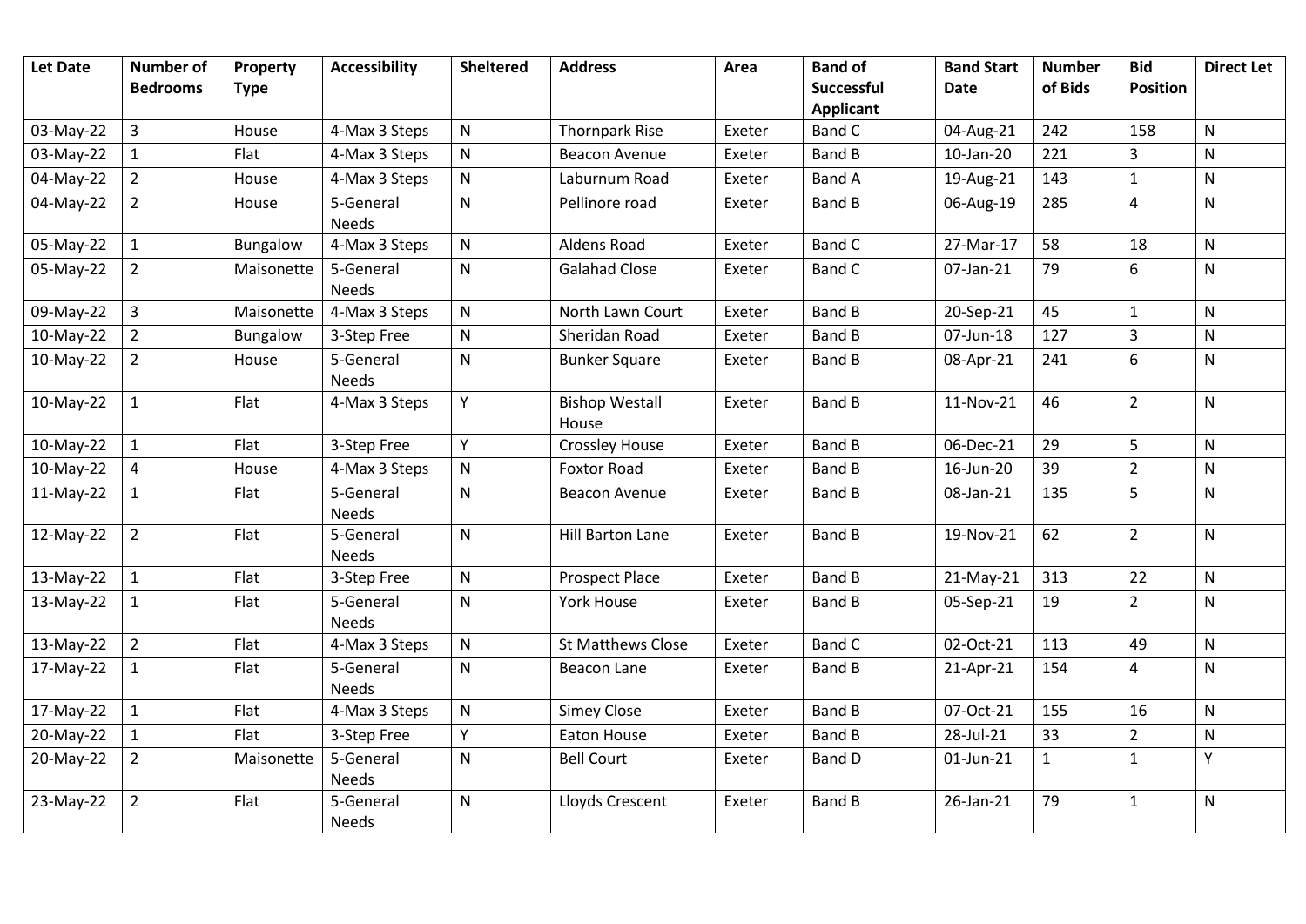| Let Date | Number of Bedrooms | Property Type | Accessibility | Sheltered | Address | Area | Band of Successful Applicant | Band Start Date | Number of Bids | Bid Position | Direct Let |
|---|---|---|---|---|---|---|---|---|---|---|---|
| 03-May-22 | 3 | House | 4-Max 3 Steps | N | Thornpark Rise | Exeter | Band C | 04-Aug-21 | 242 | 158 | N |
| 03-May-22 | 1 | Flat | 4-Max 3 Steps | N | Beacon Avenue | Exeter | Band B | 10-Jan-20 | 221 | 3 | N |
| 04-May-22 | 2 | House | 4-Max 3 Steps | N | Laburnum Road | Exeter | Band A | 19-Aug-21 | 143 | 1 | N |
| 04-May-22 | 2 | House | 5-General Needs | N | Pellinore road | Exeter | Band B | 06-Aug-19 | 285 | 4 | N |
| 05-May-22 | 1 | Bungalow | 4-Max 3 Steps | N | Aldens Road | Exeter | Band C | 27-Mar-17 | 58 | 18 | N |
| 05-May-22 | 2 | Maisonette | 5-General Needs | N | Galahad Close | Exeter | Band C | 07-Jan-21 | 79 | 6 | N |
| 09-May-22 | 3 | Maisonette | 4-Max 3 Steps | N | North Lawn Court | Exeter | Band B | 20-Sep-21 | 45 | 1 | N |
| 10-May-22 | 2 | Bungalow | 3-Step Free | N | Sheridan Road | Exeter | Band B | 07-Jun-18 | 127 | 3 | N |
| 10-May-22 | 2 | House | 5-General Needs | N | Bunker Square | Exeter | Band B | 08-Apr-21 | 241 | 6 | N |
| 10-May-22 | 1 | Flat | 4-Max 3 Steps | Y | Bishop Westall House | Exeter | Band B | 11-Nov-21 | 46 | 2 | N |
| 10-May-22 | 1 | Flat | 3-Step Free | Y | Crossley House | Exeter | Band B | 06-Dec-21 | 29 | 5 | N |
| 10-May-22 | 4 | House | 4-Max 3 Steps | N | Foxtor Road | Exeter | Band B | 16-Jun-20 | 39 | 2 | N |
| 11-May-22 | 1 | Flat | 5-General Needs | N | Beacon Avenue | Exeter | Band B | 08-Jan-21 | 135 | 5 | N |
| 12-May-22 | 2 | Flat | 5-General Needs | N | Hill Barton Lane | Exeter | Band B | 19-Nov-21 | 62 | 2 | N |
| 13-May-22 | 1 | Flat | 3-Step Free | N | Prospect Place | Exeter | Band B | 21-May-21 | 313 | 22 | N |
| 13-May-22 | 1 | Flat | 5-General Needs | N | York House | Exeter | Band B | 05-Sep-21 | 19 | 2 | N |
| 13-May-22 | 2 | Flat | 4-Max 3 Steps | N | St Matthews Close | Exeter | Band C | 02-Oct-21 | 113 | 49 | N |
| 17-May-22 | 1 | Flat | 5-General Needs | N | Beacon Lane | Exeter | Band B | 21-Apr-21 | 154 | 4 | N |
| 17-May-22 | 1 | Flat | 4-Max 3 Steps | N | Simey Close | Exeter | Band B | 07-Oct-21 | 155 | 16 | N |
| 20-May-22 | 1 | Flat | 3-Step Free | Y | Eaton House | Exeter | Band B | 28-Jul-21 | 33 | 2 | N |
| 20-May-22 | 2 | Maisonette | 5-General Needs | N | Bell Court | Exeter | Band D | 01-Jun-21 | 1 | 1 | Y |
| 23-May-22 | 2 | Flat | 5-General Needs | N | Lloyds Crescent | Exeter | Band B | 26-Jan-21 | 79 | 1 | N |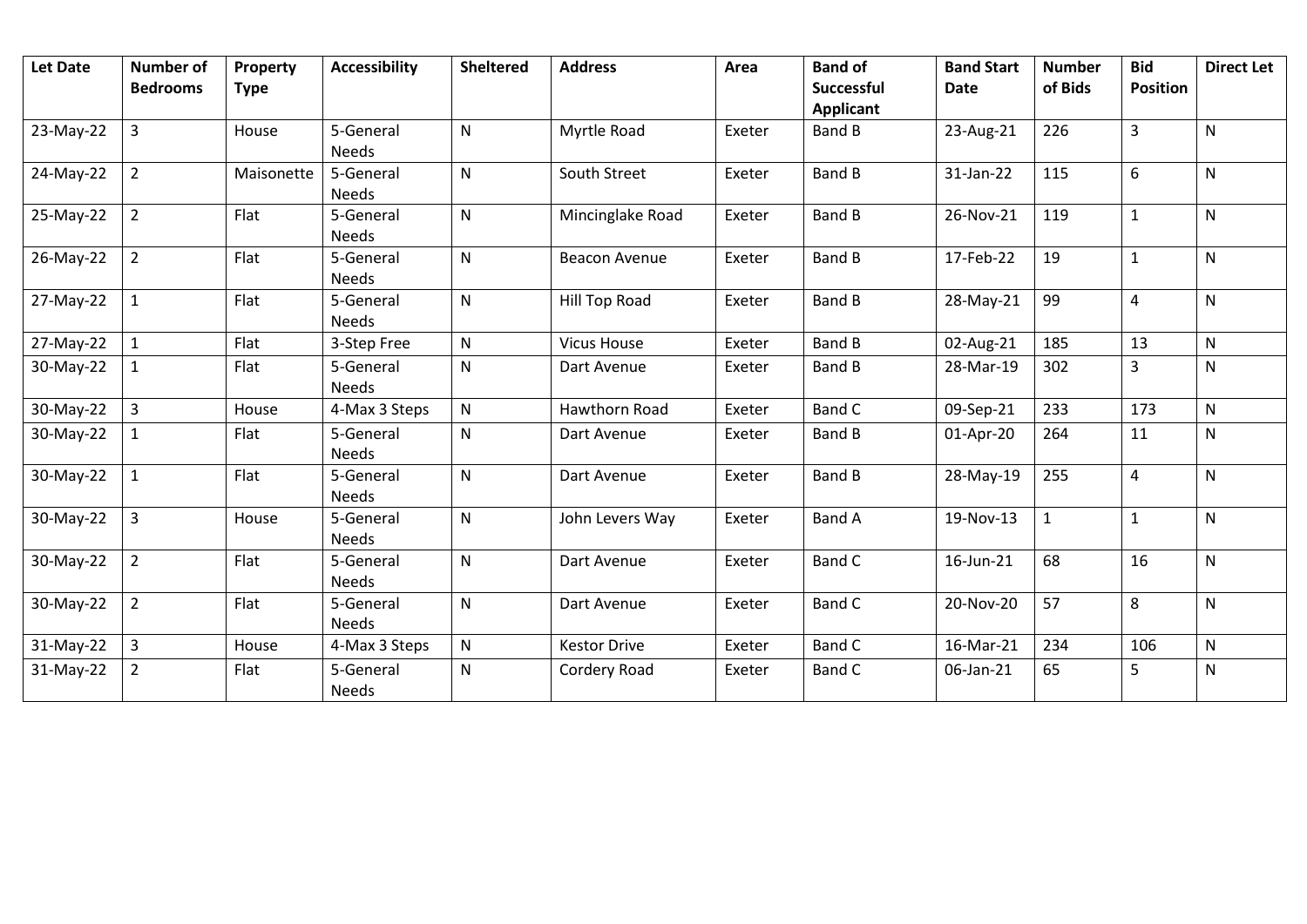| Let Date | Number of Bedrooms | Property Type | Accessibility | Sheltered | Address | Area | Band of Successful Applicant | Band Start Date | Number of Bids | Bid Position | Direct Let |
|---|---|---|---|---|---|---|---|---|---|---|---|
| 23-May-22 | 3 | House | 5-General Needs | N | Myrtle Road | Exeter | Band B | 23-Aug-21 | 226 | 3 | N |
| 24-May-22 | 2 | Maisonette | 5-General Needs | N | South Street | Exeter | Band B | 31-Jan-22 | 115 | 6 | N |
| 25-May-22 | 2 | Flat | 5-General Needs | N | Mincinglake Road | Exeter | Band B | 26-Nov-21 | 119 | 1 | N |
| 26-May-22 | 2 | Flat | 5-General Needs | N | Beacon Avenue | Exeter | Band B | 17-Feb-22 | 19 | 1 | N |
| 27-May-22 | 1 | Flat | 5-General Needs | N | Hill Top Road | Exeter | Band B | 28-May-21 | 99 | 4 | N |
| 27-May-22 | 1 | Flat | 3-Step Free | N | Vicus House | Exeter | Band B | 02-Aug-21 | 185 | 13 | N |
| 30-May-22 | 1 | Flat | 5-General Needs | N | Dart Avenue | Exeter | Band B | 28-Mar-19 | 302 | 3 | N |
| 30-May-22 | 3 | House | 4-Max 3 Steps | N | Hawthorn Road | Exeter | Band C | 09-Sep-21 | 233 | 173 | N |
| 30-May-22 | 1 | Flat | 5-General Needs | N | Dart Avenue | Exeter | Band B | 01-Apr-20 | 264 | 11 | N |
| 30-May-22 | 1 | Flat | 5-General Needs | N | Dart Avenue | Exeter | Band B | 28-May-19 | 255 | 4 | N |
| 30-May-22 | 3 | House | 5-General Needs | N | John Levers Way | Exeter | Band A | 19-Nov-13 | 1 | 1 | N |
| 30-May-22 | 2 | Flat | 5-General Needs | N | Dart Avenue | Exeter | Band C | 16-Jun-21 | 68 | 16 | N |
| 30-May-22 | 2 | Flat | 5-General Needs | N | Dart Avenue | Exeter | Band C | 20-Nov-20 | 57 | 8 | N |
| 31-May-22 | 3 | House | 4-Max 3 Steps | N | Kestor Drive | Exeter | Band C | 16-Mar-21 | 234 | 106 | N |
| 31-May-22 | 2 | Flat | 5-General Needs | N | Cordery Road | Exeter | Band C | 06-Jan-21 | 65 | 5 | N |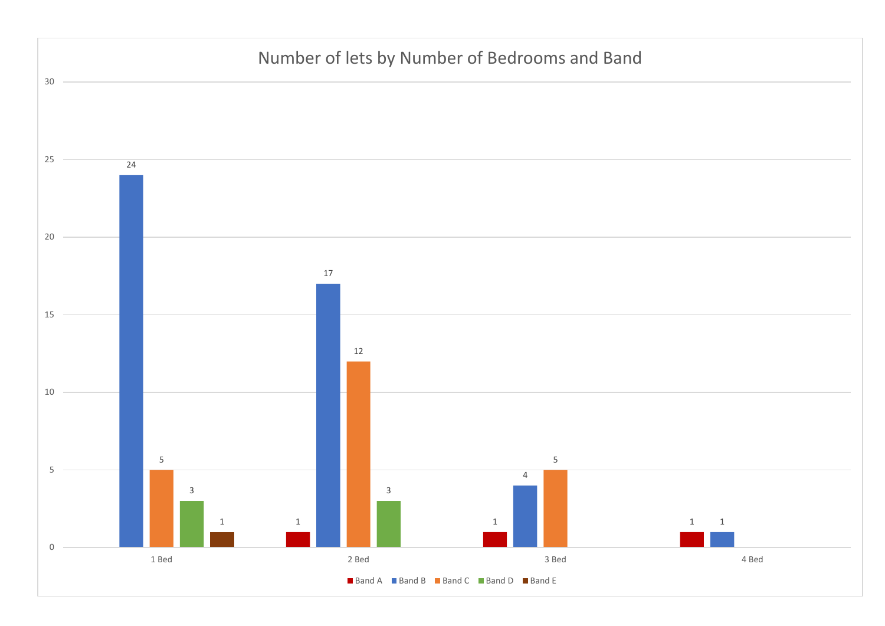## Number of lets by Number of Bedrooms and Band

| | Band A | Band B | Band C | Band D | Band E |
|---|---|---|---|---|---|
| 1 Bed | | 24 | 5 | 3 | 1 |
| 2 Bed | 1 | 17 | 12 | 3 | |
| 3 Bed | 1 | 4 | 5 | | |
| 4 Bed | 1 | 1 | | | |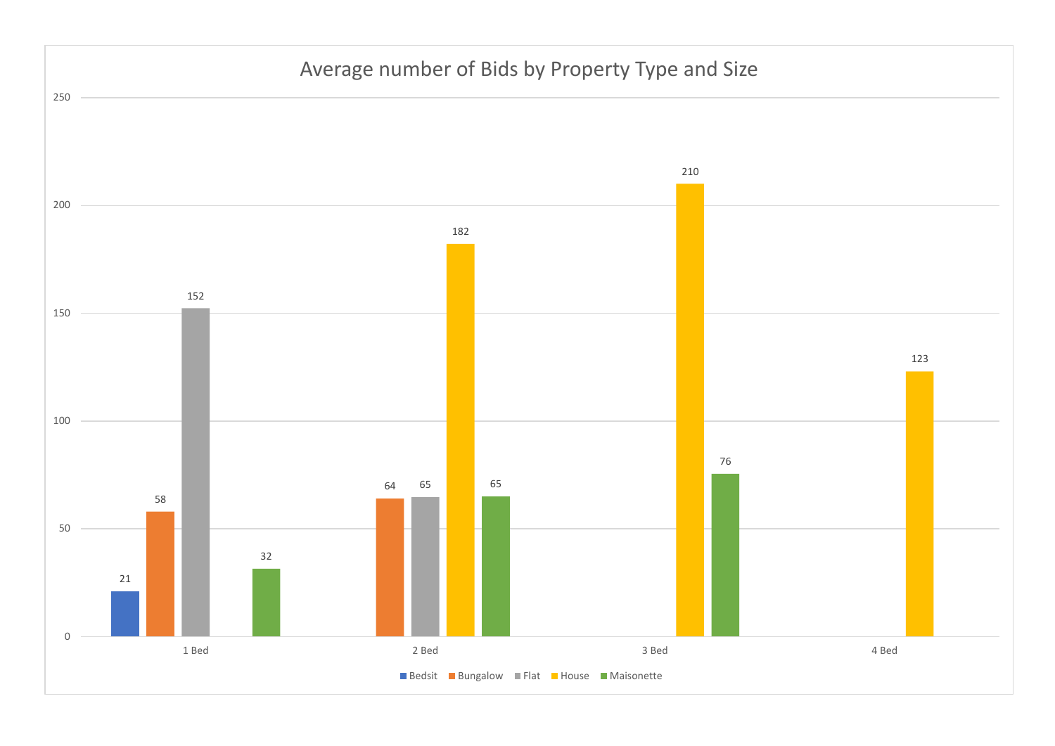Average number of Bids by Property Type and Size

250

200

150

100

50

0

21

58

152

32

64

65

182

65

210

76

123

1 Bed

2 Bed

3 Bed

4 Bed

Bedsit Bungalow Flat House Maisonette